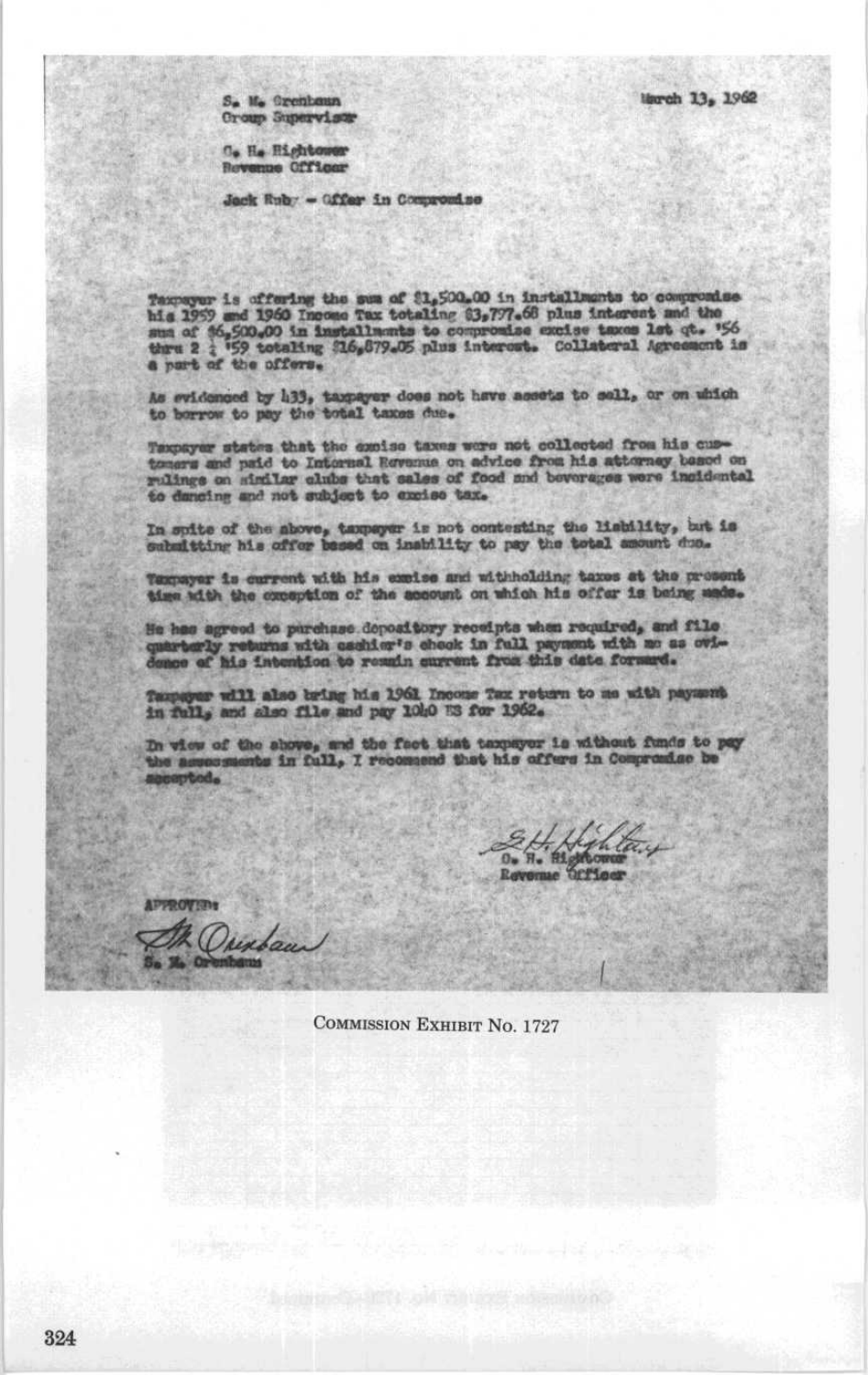S. M. Orenbaum
Group Supervisor

March 13, 1962

G. H. Hightower
Revenue Officer

Jack Ruby - Offer in Compromise

Taxpayer is offering the sum of $1,500.00 in installments to compromise his 1959 and 1960 Income Tax totaling $3,797.68 plus interest and the sum of $6,500.00 in installments to compromise excise taxes 1st qt. '56 thru 2 ¼ '59 totaling $16,879.05 plus interest. Collateral Agreement is a part of the offers.

As evidenced by 433, taxpayer does not have assets to sell, or on which to borrow to pay the total taxes due.

Taxpayer states that the excise taxes were not collected from his customers and paid to Internal Revenue on advice from his attorney based on rulings on similar clubs that sales of food and beverages were incidental to dancing and not subject to excise tax.

In spite of the above, taxpayer is not contesting the liability, but is submitting his offer based on inability to pay the total amount due.

Taxpayer is current with his excise and withholding taxes at the present time with the exception of the account on which his offer is being made.

He has agreed to purchase depositary receipts when required, and file quarterly returns with cashier's check in full payment with me as evidence of his intention to remain current from this date forward.

Taxpayer will also bring his 1961 Income Tax return to me with payment in full, and also file and pay 1040 ES for 1962.

In view of the above, and the fact that taxpayer is without funds to pay the assessments in full, I recommend that his offers in Compromise be accepted.

G. H. Hightower
G. H. Hightower
Revenue Officer

APPROVED:

S. M. Orenbaum
S. M. Orenbaum

COMMISSION EXHIBIT No. 1727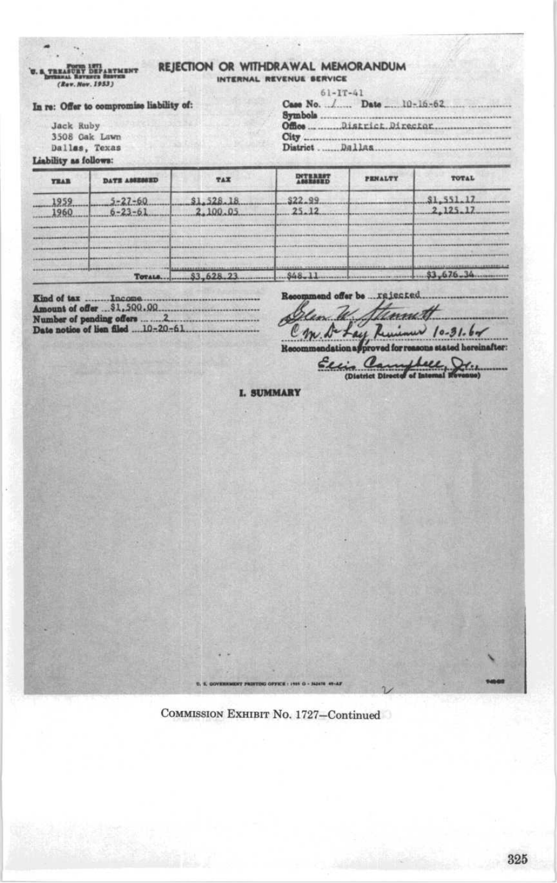Form 1271
U. S. TREASURY DEPARTMENT
Internal Revenue Service
(Rev. Nov. 1953)

# REJECTION OR WITHDRAWAL MEMORANDUM

INTERNAL REVENUE SERVICE

61-IT-41

In re: Offer to compromise liability of:

Jack Ruby
3508 Oak Lawn
Dallas, Texas

Case No. 1 Date 10-16-62
Symbols
Office District Director
City
District Dallas

Liability as follows:

| YEAR | DATE ASSESSED | TAX | INTEREST ASSESSED | PENALTY | TOTAL |
|---|---|---|---|---|---|
| 1959 | 5-27-60 | $1,528.18 | $22.99 | | $1,551.17 |
| 1960 | 6-23-61 | 2,100.05 | 25.12 | | 2,125.17 |
| | TOTALS | $3,628.23 | $48.11 | | $3,676.34 |

Kind of tax Income
Amount of offer $1,500.00
Number of pending offers 2
Date notice of lien filed 10-20-61

Recommend offer be rejected
Glen W. Stennett
C. M. DeLay Reviewer 10-31-62
Recommendation approved for reasons stated hereinafter:
Ellis Campbell, Jr.
(District Director of Internal Revenue)

## I. SUMMARY

U. S. GOVERNMENT PRINTING OFFICE : 1959 O - 562478

COMMISSION EXHIBIT No. 1727—Continued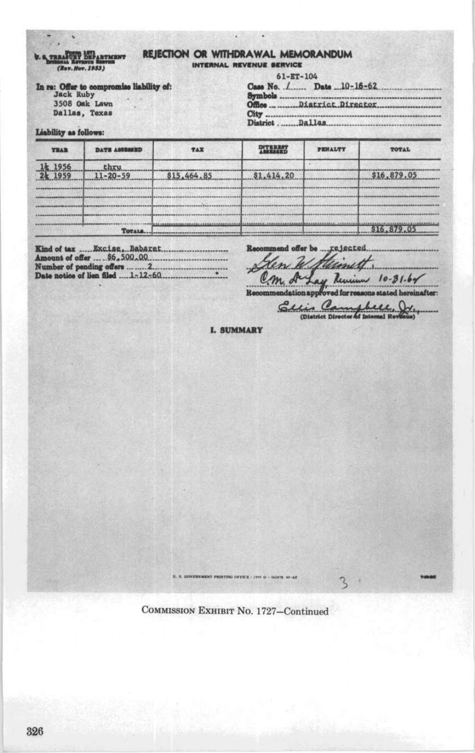U. S. TREASURY DEPARTMENT
INTERNAL REVENUE SERVICE
FORM 1271
(Rev. Nov. 1953)

# REJECTION OR WITHDRAWAL MEMORANDUM

INTERNAL REVENUE SERVICE

61-ET-104

In re: Offer to compromise liability of:
Jack Ruby
3508 Oak Lawn
Dallas, Texas

Case No. 1 Date 10-16-62
Symbols
Office District Director
City
District Dallas

Liability as follows:

| YEAR | DATE ASSESSED | TAX | INTEREST ASSESSED | PENALTY | TOTAL |
|---|---|---|---|---|---|
| 1¼ 1956 | thru | | | | |
| 2¼ 1959 | 11-20-59 | $15,464.85 | $1,414.20 | | $16,879.05 |
| | TOTALS | | | | $16,879.05 |

Kind of tax Excise, Cabaret
Amount of offer $6,500.00
Number of pending offers 2
Date notice of lien filed 1-12-60

Recommend offer be rejected
Glen W. Sinnett
C.M. DeLay Review 10-31-62
Recommendation approved for reasons stated hereinafter:
Ellis Campbell, Jr.
(District Director of Internal Revenue)

## I. SUMMARY

U. S. GOVERNMENT PRINTING OFFICE

3

COMMISSION EXHIBIT No. 1727—Continued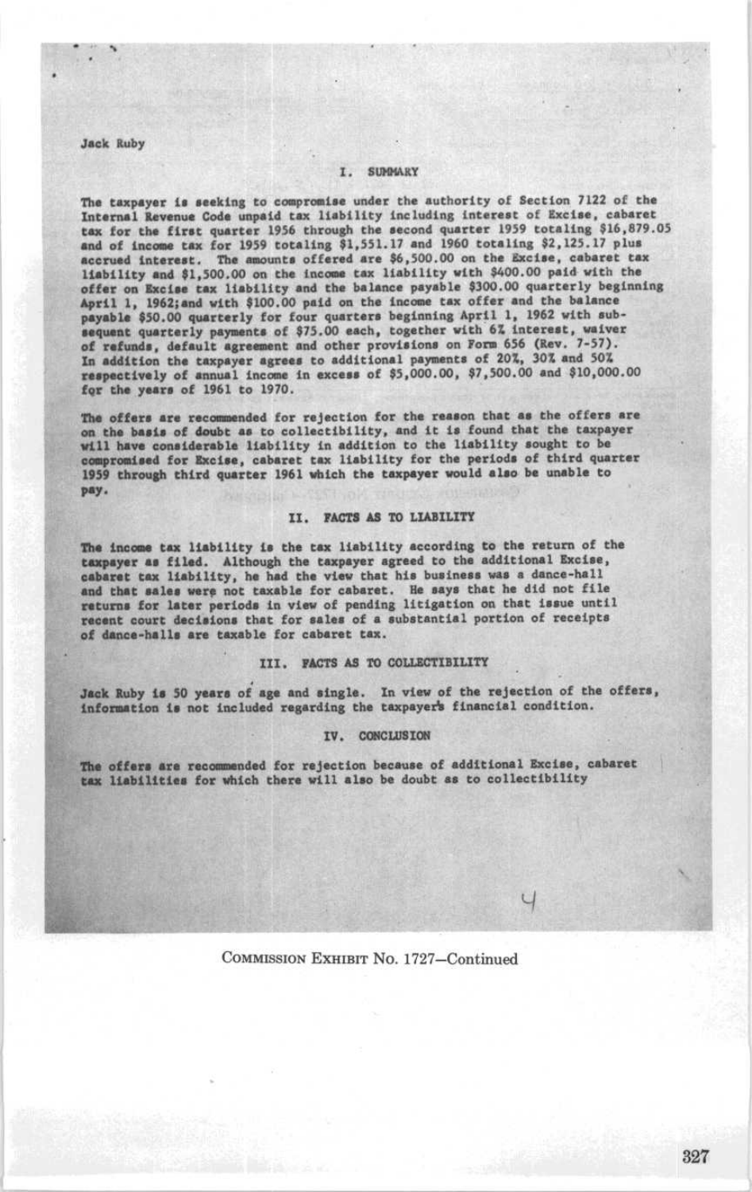Jack Ruby

## I. SUMMARY

The taxpayer is seeking to compromise under the authority of Section 7122 of the Internal Revenue Code unpaid tax liability including interest of Excise, cabaret tax for the first quarter 1956 through the second quarter 1959 totaling $16,879.05 and of income tax for 1959 totaling $1,551.17 and 1960 totaling $2,125.17 plus accrued interest. The amounts offered are $6,500.00 on the Excise, cabaret tax liability and $1,500.00 on the income tax liability with $400.00 paid with the offer on Excise tax liability and the balance payable $300.00 quarterly beginning April 1, 1962; and with $100.00 paid on the income tax offer and the balance payable $50.00 quarterly for four quarters beginning April 1, 1962 with subsequent quarterly payments of $75.00 each, together with 6% interest, waiver of refunds, default agreement and other provisions on Form 656 (Rev. 7-57). In addition the taxpayer agrees to additional payments of 20%, 30% and 50% respectively of annual income in excess of $5,000.00, $7,500.00 and $10,000.00 for the years of 1961 to 1970.

The offers are recommended for rejection for the reason that as the offers are on the basis of doubt as to collectibility, and it is found that the taxpayer will have considerable liability in addition to the liability sought to be compromised for Excise, cabaret tax liability for the periods of third quarter 1959 through third quarter 1961 which the taxpayer would also be unable to pay.

## II. FACTS AS TO LIABILITY

The income tax liability is the tax liability according to the return of the taxpayer as filed. Although the taxpayer agreed to the additional Excise, cabaret tax liability, he had the view that his business was a dance-hall and that sales were not taxable for cabaret. He says that he did not file returns for later periods in view of pending litigation on that issue until recent court decisions that for sales of a substantial portion of receipts of dance-halls are taxable for cabaret tax.

## III. FACTS AS TO COLLECTIBILITY

Jack Ruby is 50 years of age and single. In view of the rejection of the offers, information is not included regarding the taxpayer's financial condition.

## IV. CONCLUSION

The offers are recommended for rejection because of additional Excise, cabaret tax liabilities for which there will also be doubt as to collectibility

4

COMMISSION EXHIBIT No. 1727—Continued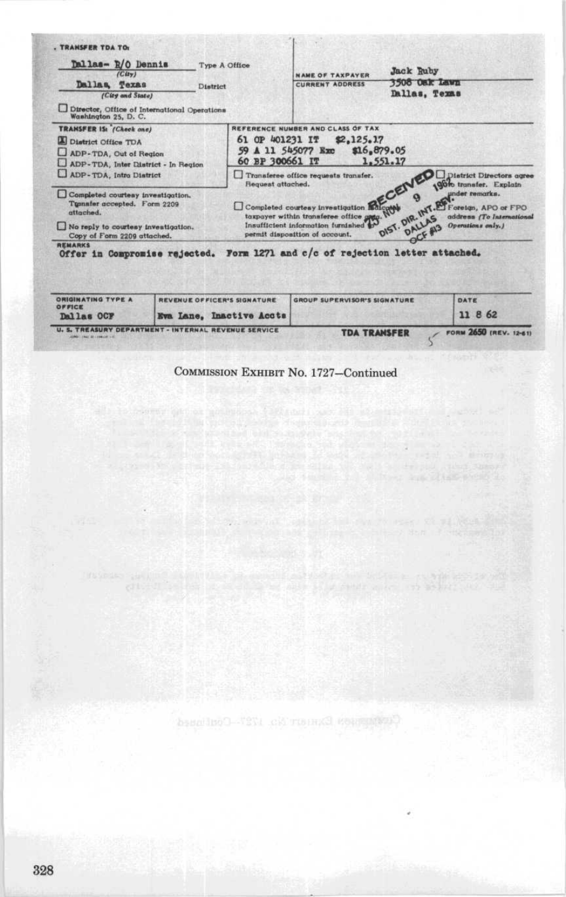**TRANSFER TDA TO:**

Dallas- R/O Dennis — Type A Office
(City)

Dallas, Texas — District
(City and State)

☐ Director, Office of International Operations Washington 25, D. C.

NAME OF TAXPAYER: Jack Ruby

CURRENT ADDRESS: ~~3508 Oak Lawn~~ Dallas, Texas

**TRANSFER IS:** (Check one)

☒ District Office TDA

☐ ADP-TDA, Out of Region

☐ ADP-TDA, Inter District - In Region

☐ ADP-TDA, Intra District

☐ Completed courtesy investigation. Transfer accepted. Form 2209 attached.

☐ No reply to courtesy investigation. Copy of Form 2209 attached.

**REFERENCE NUMBER AND CLASS OF TAX**

61 OP 401231 IT $2,125.17

59 A 11 545077 Exc $16,879.05

60 BP 300661 IT 1,551.17

☐ Transferee office requests transfer. Request attached.

☐ Completed courtesy investigation indicates taxpayer within transferee office area. Insufficient information furnished to permit disposition of account.

☐ District Directors agree to transfer. Explain under remarks.

☐ Foreign, APO or FPO address (To International Operations only.)

RECEIVED NOV 9 1962 ASST. DIR. INT. REV. DIST. DALLAS OCF #13

**REMARKS**

Offer in Compromise rejected. Form 1271 and c/c of rejection letter attached.

| ORIGINATING TYPE A OFFICE | REVENUE OFFICER'S SIGNATURE | GROUP SUPERVISOR'S SIGNATURE | DATE |
|---|---|---|---|
| Dallas OCF | Eva Lane, Inactive Accts | | 11 8 62 |

U. S. TREASURY DEPARTMENT - INTERNAL REVENUE SERVICE — TDA TRANSFER — FORM 2650 (REV. 12-61)

COMMISSION EXHIBIT No. 1727—Continued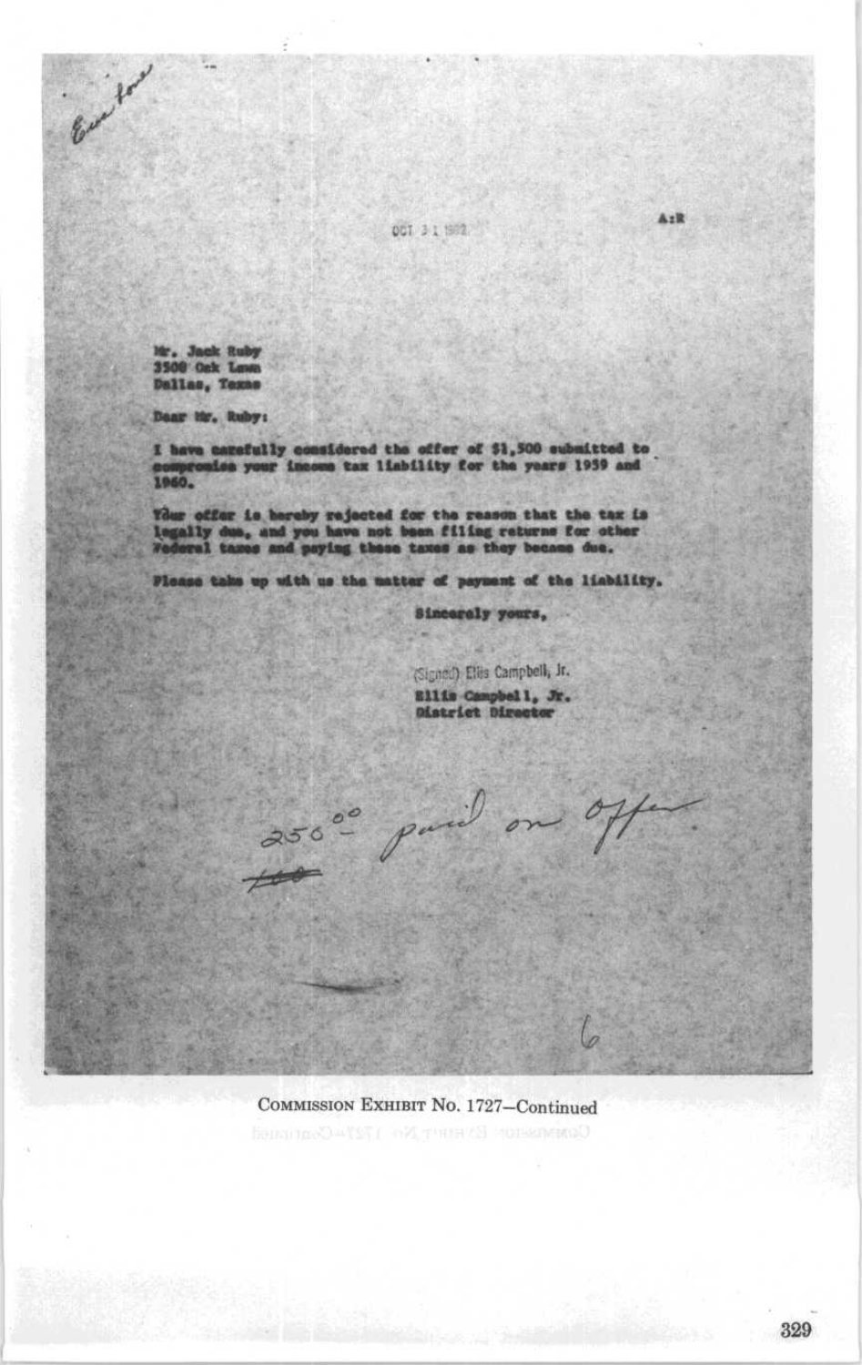Exam tone

OCT 3 1 1962

A:R

Mr. Jack Ruby
3508 Oak Lawn
Dallas, Texas

Dear Mr. Ruby:

I have carefully considered the offer of $1,500 submitted to compromise your income tax liability for the years 1959 and 1960.

Your offer is hereby rejected for the reason that the tax is legally due, and you have not been filing returns for other Federal taxes and paying these taxes as they became due.

Please take up with us the matter of payment of the liability.

Sincerely yours,

(Signed) Ellis Campbell, Jr.
Ellis Campbell, Jr.
District Director

250.00 paid on Offer
~~100~~

6

COMMISSION EXHIBIT No. 1727—Continued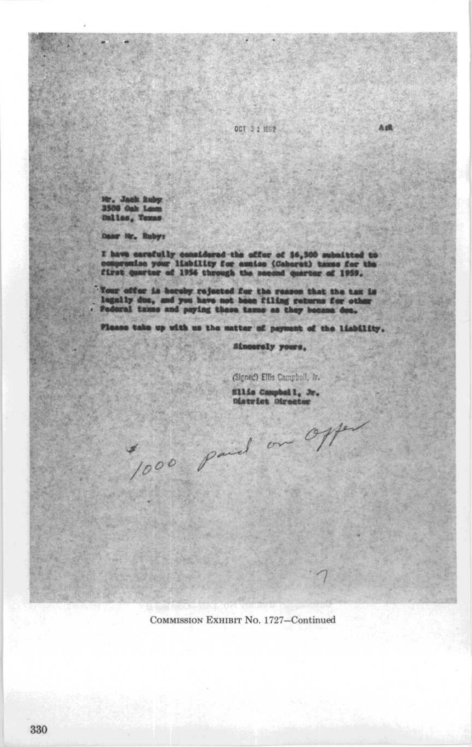OCT 3 1 1962

AIR

Mr. Jack Ruby
3508 Oak Lawn
Dallas, Texas

Dear Mr. Ruby:

I have carefully considered the offer of $6,500 submitted to compromise your liability for excise (Cabaret) taxes for the first quarter of 1956 through the second quarter of 1959.

Your offer is hereby rejected for the reason that the tax is legally due, and you have not been filing returns for other Federal taxes and paying these taxes as they became due.

Please take up with us the matter of payment of the liability.

Sincerely yours,

(Signed) Ellis Campbell, Jr.

Ellis Campbell, Jr.
District Director

$1000 paid on offer

7

COMMISSION EXHIBIT No. 1727—Continued